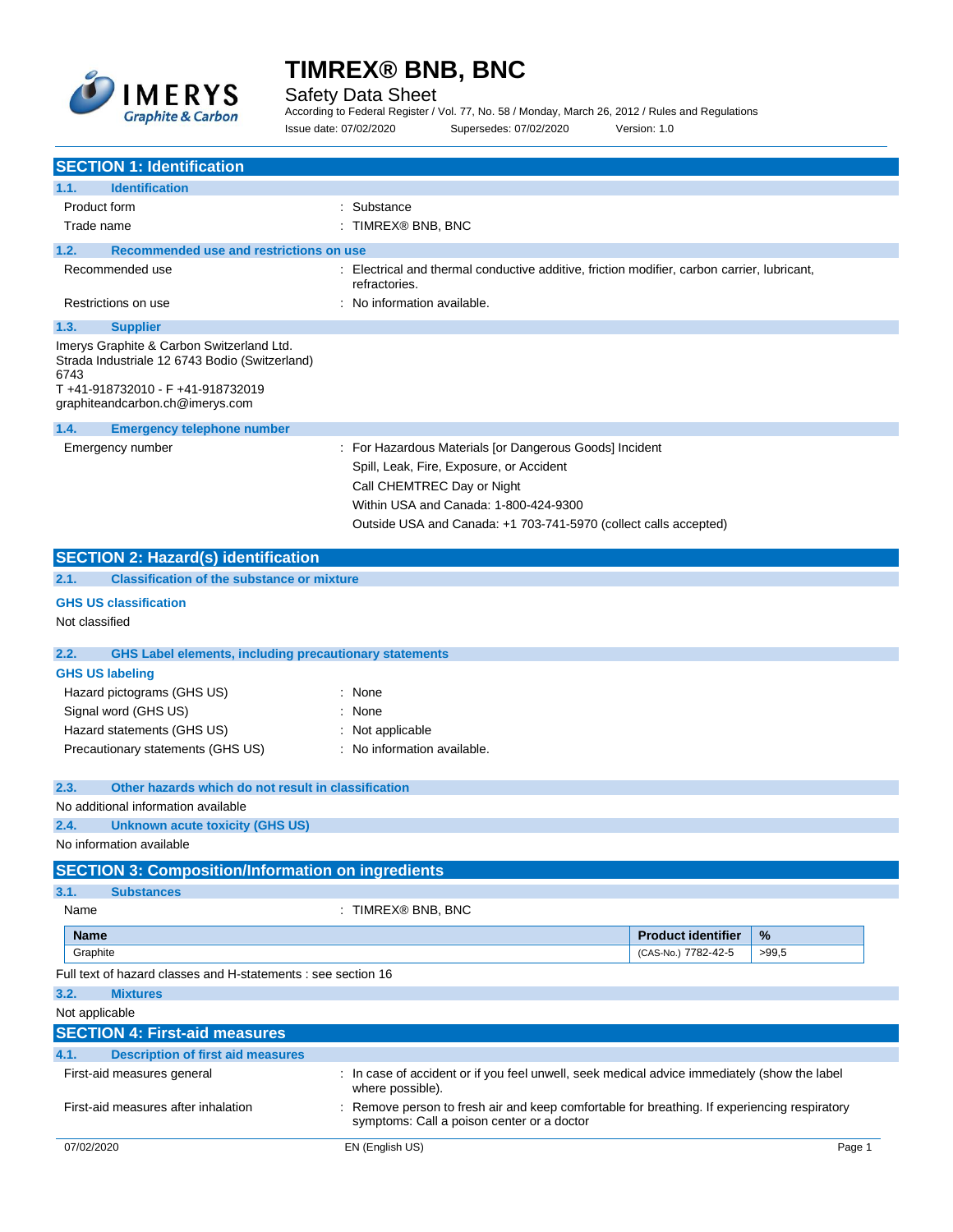# TIMREX® BNB, BNC

Safety Data Sheet

According to Federal Register / Vol. 77, No. 58 / Monday, March 26, 2012 / Rules and Regulations

Issue date: 07/02/2020 Supersedes: 07/02/2020 Version: 1.0

## SECTION 1: Identification

### 1.1. Identification

Product form : Substance

Trade name : TIMREX® BNB, BNC

### 1.2. Recommended use and restrictions on use

Recommended use : Electrical and thermal conductive additive, friction modifier, carbon carrier, lubricant, refractories.

Restrictions on use : No information available.

### 1.3. Supplier

Imerys Graphite & Carbon Switzerland Ltd.
Strada Industriale 12 6743 Bodio (Switzerland)
6743
T +41-918732010 - F +41-918732019
graphiteandcarbon.ch@imerys.com

### 1.4. Emergency telephone number

Emergency number : For Hazardous Materials [or Dangerous Goods] Incident
Spill, Leak, Fire, Exposure, or Accident
Call CHEMTREC Day or Night
Within USA and Canada: 1-800-424-9300
Outside USA and Canada: +1 703-741-5970 (collect calls accepted)

## SECTION 2: Hazard(s) identification

### 2.1. Classification of the substance or mixture

**GHS US classification**

Not classified

### 2.2. GHS Label elements, including precautionary statements

**GHS US labeling**

Hazard pictograms (GHS US) : None

Signal word (GHS US) : None

Hazard statements (GHS US) : Not applicable

Precautionary statements (GHS US) : No information available.

### 2.3. Other hazards which do not result in classification

No additional information available

### 2.4. Unknown acute toxicity (GHS US)

No information available

## SECTION 3: Composition/Information on ingredients

### 3.1. Substances

Name : TIMREX® BNB, BNC

| Name | Product identifier | % |
|---|---|---|
| Graphite | (CAS-No.) 7782-42-5 | >99,5 |

Full text of hazard classes and H-statements : see section 16

### 3.2. Mixtures

Not applicable

## SECTION 4: First-aid measures

### 4.1. Description of first aid measures

First-aid measures general : In case of accident or if you feel unwell, seek medical advice immediately (show the label where possible).

First-aid measures after inhalation : Remove person to fresh air and keep comfortable for breathing. If experiencing respiratory symptoms: Call a poison center or a doctor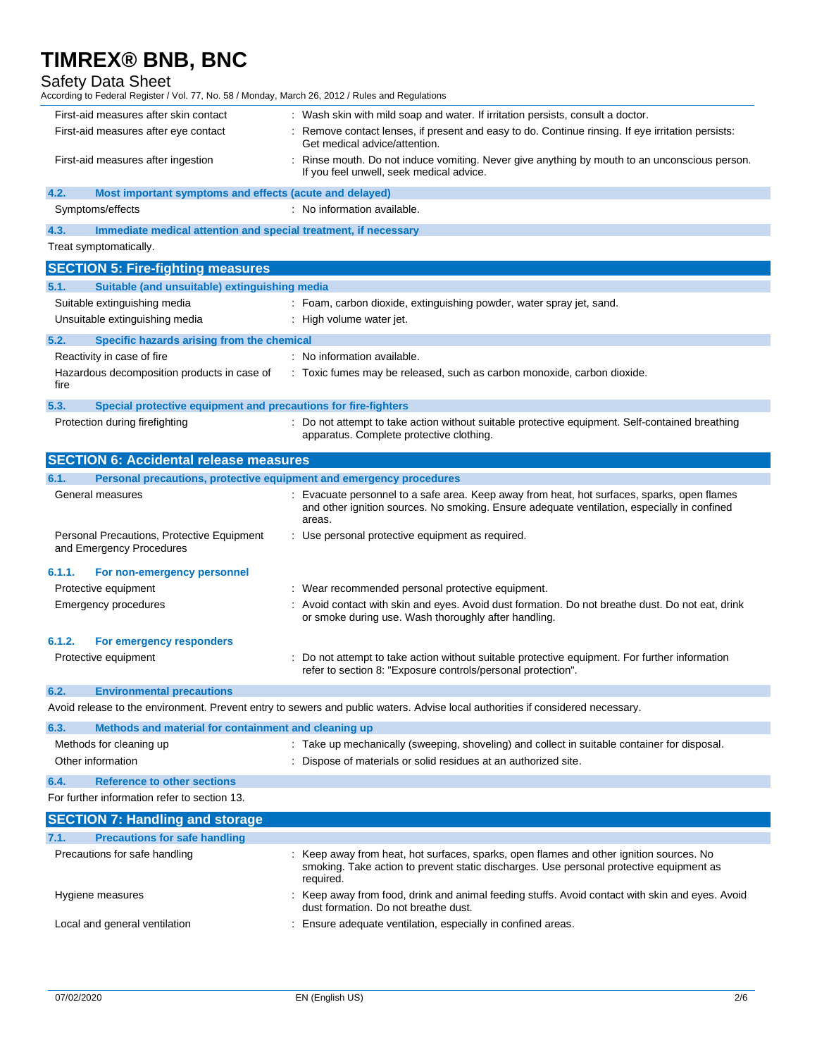First-aid measures after skin contact : Wash skin with mild soap and water. If irritation persists, consult a doctor.

First-aid measures after eye contact : Remove contact lenses, if present and easy to do. Continue rinsing. If eye irritation persists: Get medical advice/attention.

First-aid measures after ingestion : Rinse mouth. Do not induce vomiting. Never give anything by mouth to an unconscious person. If you feel unwell, seek medical advice.

### 4.2. Most important symptoms and effects (acute and delayed)

Symptoms/effects : No information available.

### 4.3. Immediate medical attention and special treatment, if necessary

Treat symptomatically.

## SECTION 5: Fire-fighting measures

### 5.1. Suitable (and unsuitable) extinguishing media

Suitable extinguishing media : Foam, carbon dioxide, extinguishing powder, water spray jet, sand.

Unsuitable extinguishing media : High volume water jet.

### 5.2. Specific hazards arising from the chemical

Reactivity in case of fire : No information available.

Hazardous decomposition products in case of fire : Toxic fumes may be released, such as carbon monoxide, carbon dioxide.

### 5.3. Special protective equipment and precautions for fire-fighters

Protection during firefighting : Do not attempt to take action without suitable protective equipment. Self-contained breathing apparatus. Complete protective clothing.

## SECTION 6: Accidental release measures

### 6.1. Personal precautions, protective equipment and emergency procedures

General measures : Evacuate personnel to a safe area. Keep away from heat, hot surfaces, sparks, open flames and other ignition sources. No smoking. Ensure adequate ventilation, especially in confined areas.

Personal Precautions, Protective Equipment and Emergency Procedures : Use personal protective equipment as required.

#### 6.1.1. For non-emergency personnel

Protective equipment : Wear recommended personal protective equipment.

Emergency procedures : Avoid contact with skin and eyes. Avoid dust formation. Do not breathe dust. Do not eat, drink or smoke during use. Wash thoroughly after handling.

#### 6.1.2. For emergency responders

Protective equipment : Do not attempt to take action without suitable protective equipment. For further information refer to section 8: "Exposure controls/personal protection".

### 6.2. Environmental precautions

Avoid release to the environment. Prevent entry to sewers and public waters. Advise local authorities if considered necessary.

### 6.3. Methods and material for containment and cleaning up

Methods for cleaning up : Take up mechanically (sweeping, shoveling) and collect in suitable container for disposal.

Other information : Dispose of materials or solid residues at an authorized site.

### 6.4. Reference to other sections

For further information refer to section 13.

## SECTION 7: Handling and storage

### 7.1. Precautions for safe handling

Precautions for safe handling : Keep away from heat, hot surfaces, sparks, open flames and other ignition sources. No smoking. Take action to prevent static discharges. Use personal protective equipment as required.

Hygiene measures : Keep away from food, drink and animal feeding stuffs. Avoid contact with skin and eyes. Avoid dust formation. Do not breathe dust.

Local and general ventilation : Ensure adequate ventilation, especially in confined areas.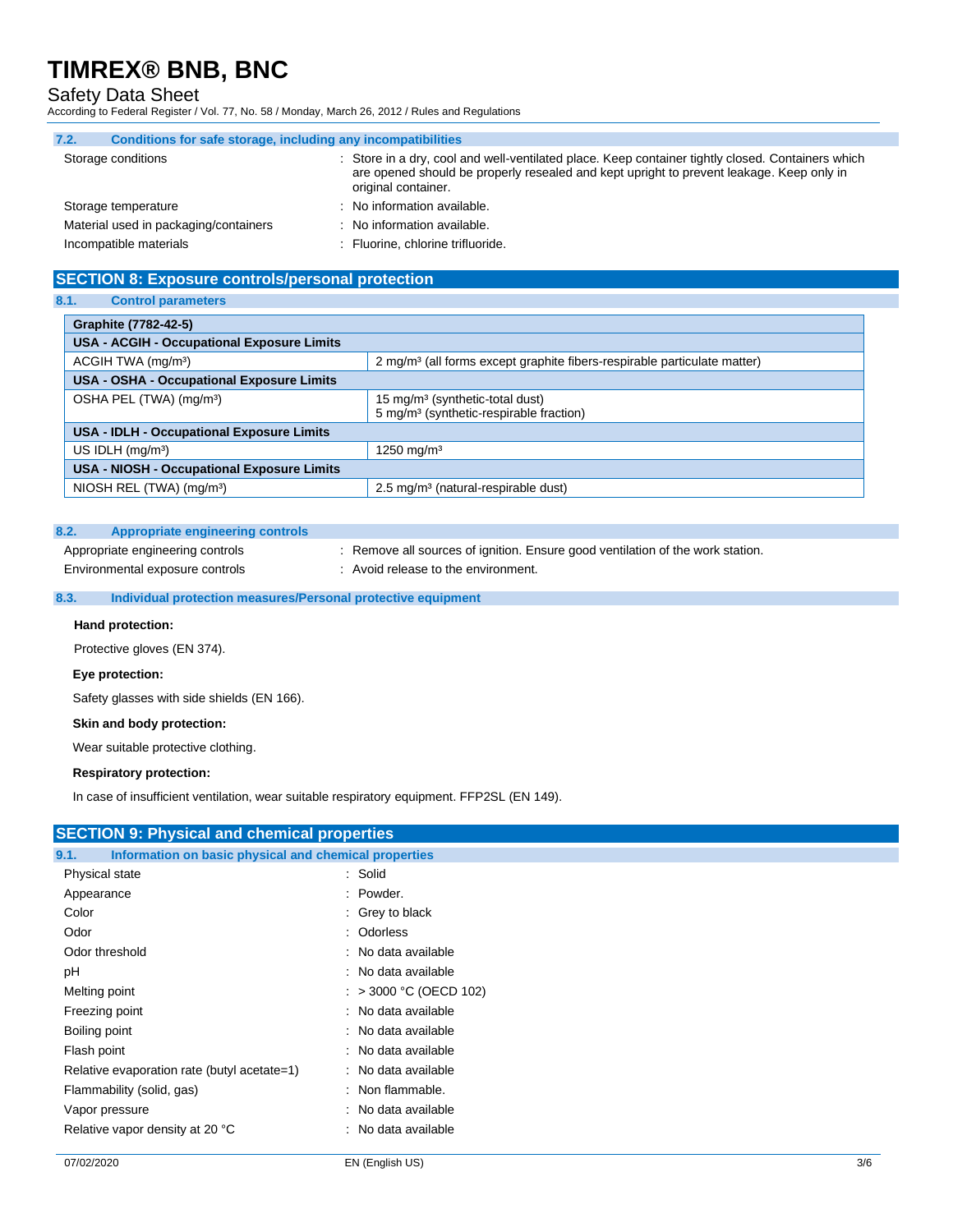### 7.2. Conditions for safe storage, including any incompatibilities

| | |
|---|---|
| Storage conditions | : Store in a dry, cool and well-ventilated place. Keep container tightly closed. Containers which are opened should be properly resealed and kept upright to prevent leakage. Keep only in original container. |
| Storage temperature | : No information available. |
| Material used in packaging/containers | : No information available. |
| Incompatible materials | : Fluorine, chlorine trifluoride. |

## SECTION 8: Exposure controls/personal protection

### 8.1. Control parameters

| Graphite (7782-42-5) | |
|---|---|
| **USA - ACGIH - Occupational Exposure Limits** | |
| ACGIH TWA (mg/m³) | 2 mg/m³ (all forms except graphite fibers-respirable particulate matter) |
| **USA - OSHA - Occupational Exposure Limits** | |
| OSHA PEL (TWA) (mg/m³) | 15 mg/m³ (synthetic-total dust)<br>5 mg/m³ (synthetic-respirable fraction) |
| **USA - IDLH - Occupational Exposure Limits** | |
| US IDLH (mg/m³) | 1250 mg/m³ |
| **USA - NIOSH - Occupational Exposure Limits** | |
| NIOSH REL (TWA) (mg/m³) | 2.5 mg/m³ (natural-respirable dust) |

### 8.2. Appropriate engineering controls

| | |
|---|---|
| Appropriate engineering controls | : Remove all sources of ignition. Ensure good ventilation of the work station. |
| Environmental exposure controls | : Avoid release to the environment. |

### 8.3. Individual protection measures/Personal protective equipment

**Hand protection:**

Protective gloves (EN 374).

**Eye protection:**

Safety glasses with side shields (EN 166).

**Skin and body protection:**

Wear suitable protective clothing.

**Respiratory protection:**

In case of insufficient ventilation, wear suitable respiratory equipment. FFP2SL (EN 149).

## SECTION 9: Physical and chemical properties

### 9.1. Information on basic physical and chemical properties

| | |
|---|---|
| Physical state | : Solid |
| Appearance | : Powder. |
| Color | : Grey to black |
| Odor | : Odorless |
| Odor threshold | : No data available |
| pH | : No data available |
| Melting point | : > 3000 °C (OECD 102) |
| Freezing point | : No data available |
| Boiling point | : No data available |
| Flash point | : No data available |
| Relative evaporation rate (butyl acetate=1) | : No data available |
| Flammability (solid, gas) | : Non flammable. |
| Vapor pressure | : No data available |
| Relative vapor density at 20 °C | : No data available |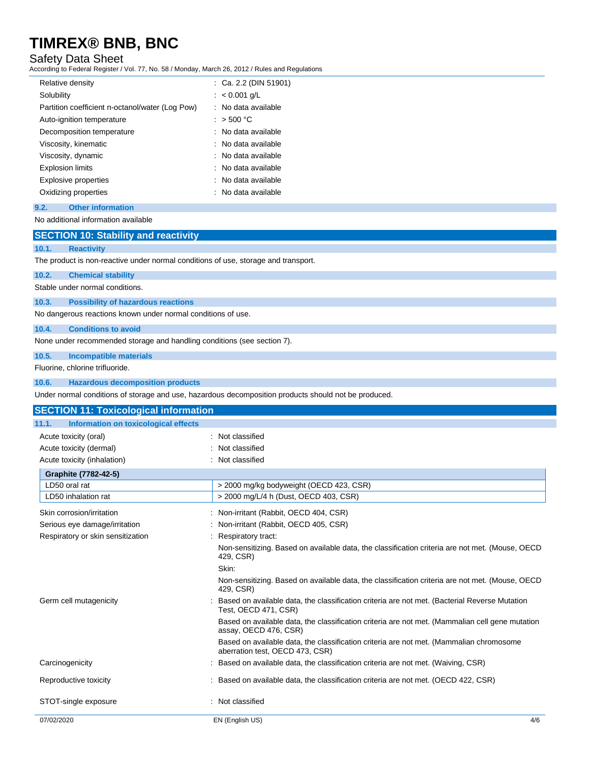| | |
|---|---|
| Relative density | : Ca. 2.2 (DIN 51901) |
| Solubility | : < 0.001 g/L |
| Partition coefficient n-octanol/water (Log Pow) | : No data available |
| Auto-ignition temperature | : > 500 °C |
| Decomposition temperature | : No data available |
| Viscosity, kinematic | : No data available |
| Viscosity, dynamic | : No data available |
| Explosion limits | : No data available |
| Explosive properties | : No data available |
| Oxidizing properties | : No data available |

### 9.2. Other information

No additional information available

## SECTION 10: Stability and reactivity

### 10.1. Reactivity

The product is non-reactive under normal conditions of use, storage and transport.

### 10.2. Chemical stability

Stable under normal conditions.

### 10.3. Possibility of hazardous reactions

No dangerous reactions known under normal conditions of use.

### 10.4. Conditions to avoid

None under recommended storage and handling conditions (see section 7).

### 10.5. Incompatible materials

Fluorine, chlorine trifluoride.

### 10.6. Hazardous decomposition products

Under normal conditions of storage and use, hazardous decomposition products should not be produced.

## SECTION 11: Toxicological information

### 11.1. Information on toxicological effects

| | |
|---|---|
| Acute toxicity (oral) | : Not classified |
| Acute toxicity (dermal) | : Not classified |
| Acute toxicity (inhalation) | : Not classified |

| **Graphite (7782-42-5)** | |
|---|---|
| LD50 oral rat | > 2000 mg/kg bodyweight (OECD 423, CSR) |
| LD50 inhalation rat | > 2000 mg/L/4 h (Dust, OECD 403, CSR) |

| | |
|---|---|
| Skin corrosion/irritation | : Non-irritant (Rabbit, OECD 404, CSR) |
| Serious eye damage/irritation | : Non-irritant (Rabbit, OECD 405, CSR) |
| Respiratory or skin sensitization | : Respiratory tract: |
| | Non-sensitizing. Based on available data, the classification criteria are not met. (Mouse, OECD 429, CSR) |
| | Skin: |
| | Non-sensitizing. Based on available data, the classification criteria are not met. (Mouse, OECD 429, CSR) |
| Germ cell mutagenicity | : Based on available data, the classification criteria are not met. (Bacterial Reverse Mutation Test, OECD 471, CSR) |
| | Based on available data, the classification criteria are not met. (Mammalian cell gene mutation assay, OECD 476, CSR) |
| | Based on available data, the classification criteria are not met. (Mammalian chromosome aberration test, OECD 473, CSR) |
| Carcinogenicity | : Based on available data, the classification criteria are not met. (Waiving, CSR) |
| Reproductive toxicity | : Based on available data, the classification criteria are not met. (OECD 422, CSR) |
| STOT-single exposure | : Not classified |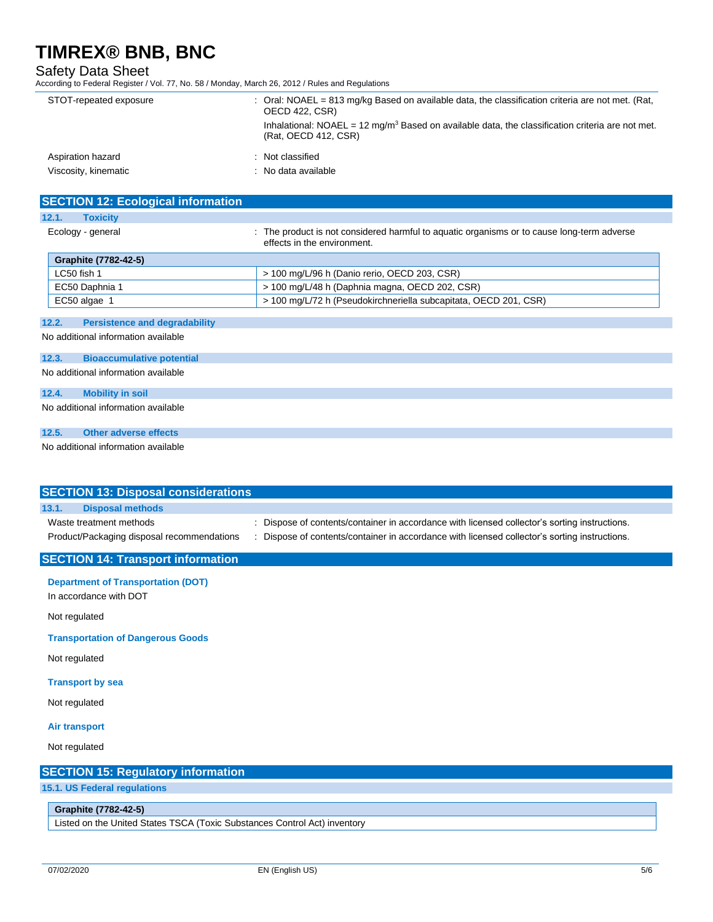| | |
|---|---|
| STOT-repeated exposure | : Oral: NOAEL = 813 mg/kg Based on available data, the classification criteria are not met. (Rat, OECD 422, CSR)<br>Inhalational: NOAEL = 12 mg/m$^3$ Based on available data, the classification criteria are not met. (Rat, OECD 412, CSR) |
| Aspiration hazard | : Not classified |
| Viscosity, kinematic | : No data available |

## SECTION 12: Ecological information

### 12.1. Toxicity

Ecology - general : The product is not considered harmful to aquatic organisms or to cause long-term adverse effects in the environment.

| Graphite (7782-42-5) | |
|---|---|
| LC50 fish 1 | > 100 mg/L/96 h (Danio rerio, OECD 203, CSR) |
| EC50 Daphnia 1 | > 100 mg/L/48 h (Daphnia magna, OECD 202, CSR) |
| EC50 algae 1 | > 100 mg/L/72 h (Pseudokirchneriella subcapitata, OECD 201, CSR) |

### 12.2. Persistence and degradability

No additional information available

### 12.3. Bioaccumulative potential

No additional information available

### 12.4. Mobility in soil

No additional information available

### 12.5. Other adverse effects

No additional information available

## SECTION 13: Disposal considerations

### 13.1. Disposal methods

| | |
|---|---|
| Waste treatment methods | : Dispose of contents/container in accordance with licensed collector's sorting instructions. |
| Product/Packaging disposal recommendations | : Dispose of contents/container in accordance with licensed collector's sorting instructions. |

## SECTION 14: Transport information

**Department of Transportation (DOT)**

In accordance with DOT

Not regulated

**Transportation of Dangerous Goods**

Not regulated

**Transport by sea**

Not regulated

**Air transport**

Not regulated

## SECTION 15: Regulatory information

### 15.1. US Federal regulations

| Graphite (7782-42-5) |
|---|
| Listed on the United States TSCA (Toxic Substances Control Act) inventory |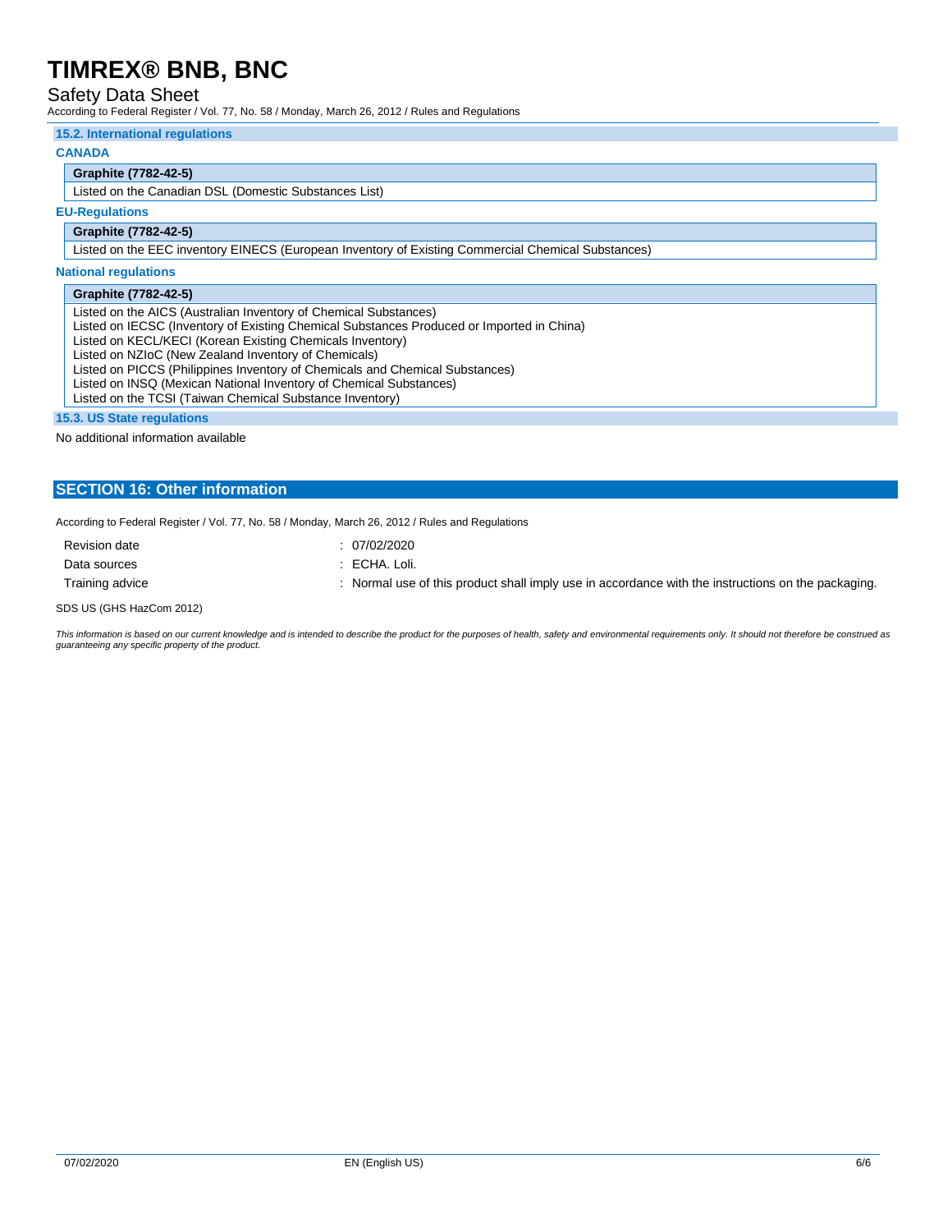### 15.2. International regulations

**CANADA**

| **Graphite (7782-42-5)** |
| --- |
| Listed on the Canadian DSL (Domestic Substances List) |

**EU-Regulations**

| **Graphite (7782-42-5)** |
| --- |
| Listed on the EEC inventory EINECS (European Inventory of Existing Commercial Chemical Substances) |

**National regulations**

| **Graphite (7782-42-5)** |
| --- |
| Listed on the AICS (Australian Inventory of Chemical Substances)<br>Listed on IECSC (Inventory of Existing Chemical Substances Produced or Imported in China)<br>Listed on KECL/KECI (Korean Existing Chemicals Inventory)<br>Listed on NZIoC (New Zealand Inventory of Chemicals)<br>Listed on PICCS (Philippines Inventory of Chemicals and Chemical Substances)<br>Listed on INSQ (Mexican National Inventory of Chemical Substances)<br>Listed on the TCSI (Taiwan Chemical Substance Inventory) |

### 15.3. US State regulations

No additional information available

## SECTION 16: Other information

According to Federal Register / Vol. 77, No. 58 / Monday, March 26, 2012 / Rules and Regulations

| | |
| --- | --- |
| Revision date | : 07/02/2020 |
| Data sources | : ECHA. Loli. |
| Training advice | : Normal use of this product shall imply use in accordance with the instructions on the packaging. |

SDS US (GHS HazCom 2012)

*This information is based on our current knowledge and is intended to describe the product for the purposes of health, safety and environmental requirements only. It should not therefore be construed as guaranteeing any specific property of the product.*